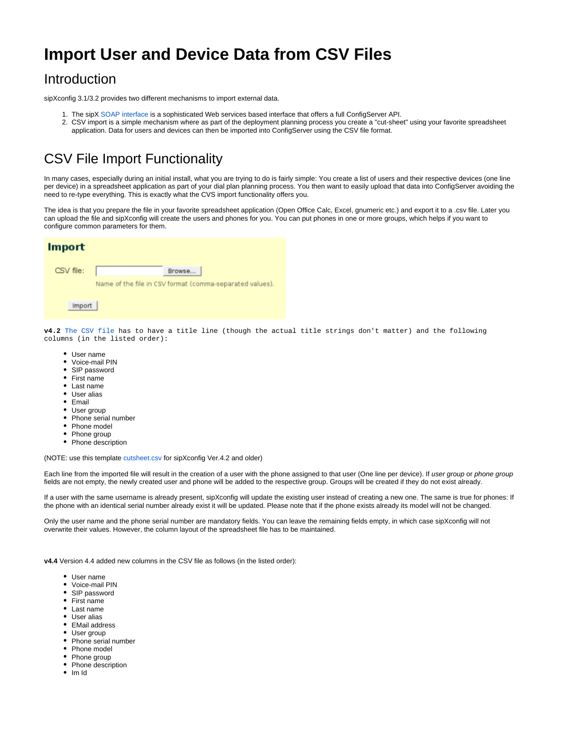# Import User and Device Data from CSV Files

## Introduction

sipXconfig 3.1/3.2 provides two different mechanisms to import external data.

1. The sipX SOAP interface is a sophisticated Web services based interface that offers a full ConfigServer API.
2. CSV import is a simple mechanism where as part of the deployment planning process you create a "cut-sheet" using your favorite spreadsheet application. Data for users and devices can then be imported into ConfigServer using the CSV file format.

## CSV File Import Functionality

In many cases, especially during an initial install, what you are trying to do is fairly simple: You create a list of users and their respective devices (one line per device) in a spreadsheet application as part of your dial plan planning process. You then want to easily upload that data into ConfigServer avoiding the need to re-type everything. This is exactly what the CVS import functionality offers you.

The idea is that you prepare the file in your favorite spreadsheet application (Open Office Calc, Excel, gnumeric etc.) and export it to a .csv file. Later you can upload the file and sipXconfig will create the users and phones for you. You can put phones in one or more groups, which helps if you want to configure common parameters for them.

**Import**

CSV file: [ ] Browse...

Name of the file in CSV format (comma-separated values).

Import

**v4.2** The CSV file has to have a title line (though the actual title strings don't matter) and the following columns (in the listed order):

- User name
- Voice-mail PIN
- SIP password
- First name
- Last name
- User alias
- Email
- User group
- Phone serial number
- Phone model
- Phone group
- Phone description

(NOTE: use this template cutsheet.csv for sipXconfig Ver.4.2 and older)

Each line from the imported file will result in the creation of a user with the phone assigned to that user (One line per device). If *user group* or *phone group* fields are not empty, the newly created user and phone will be added to the respective group. Groups will be created if they do not exist already.

If a user with the same username is already present, sipXconfig will update the existing user instead of creating a new one. The same is true for phones: If the phone with an identical serial number already exist it will be updated. Please note that if the phone exists already its model will not be changed.

Only the user name and the phone serial number are mandatory fields. You can leave the remaining fields empty, in which case sipXconfig will not overwrite their values. However, the column layout of the spreadsheet file has to be maintained.

**v4.4** Version 4.4 added new columns in the CSV file as follows (in the listed order):

- User name
- Voice-mail PIN
- SIP password
- First name
- Last name
- User alias
- EMail address
- User group
- Phone serial number
- Phone model
- Phone group
- Phone description
- Im Id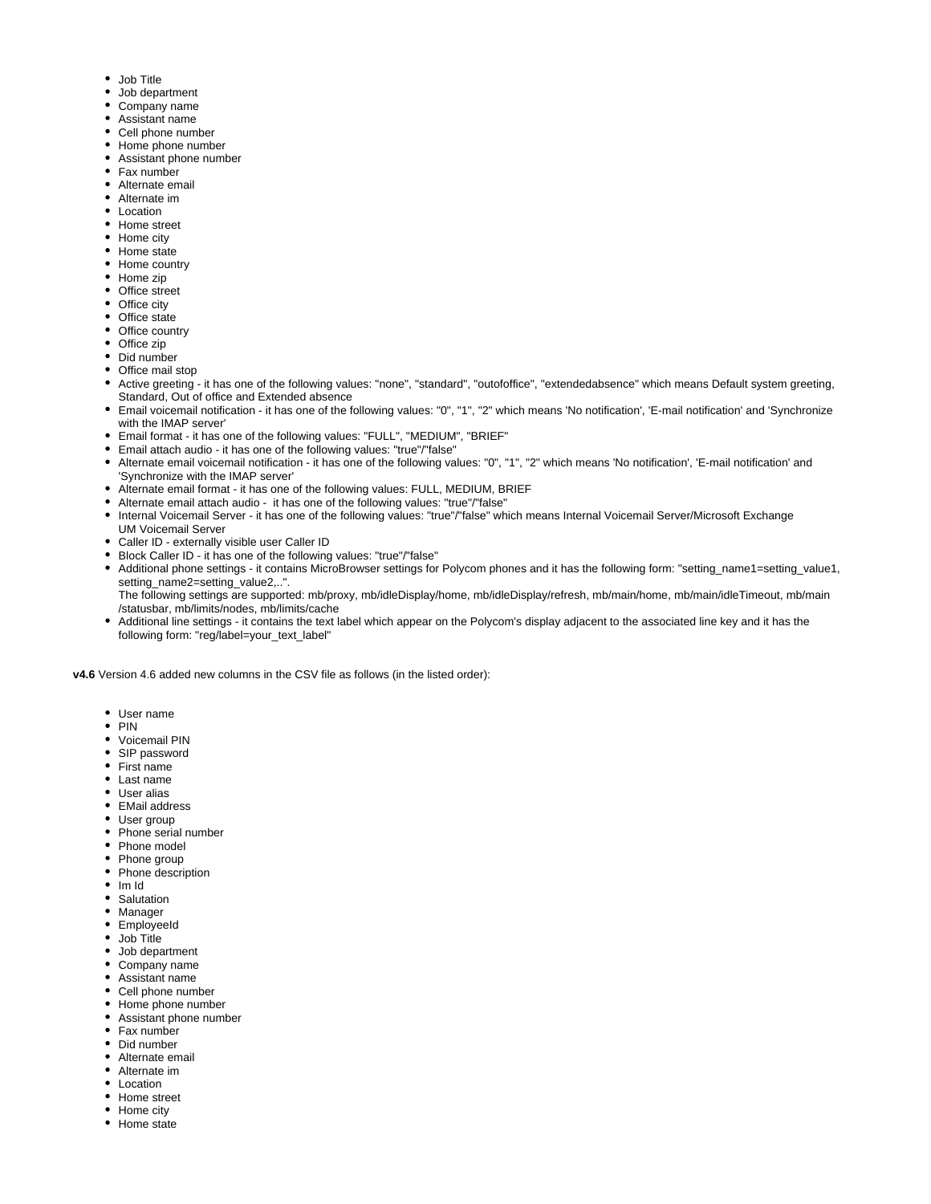- Job Title
- Job department
- Company name
- Assistant name
- Cell phone number
- Home phone number
- Assistant phone number
- Fax number
- Alternate email
- Alternate im
- Location
- Home street
- Home city
- Home state
- Home country
- Home zip
- Office street
- Office city
- Office state
- Office country
- Office zip
- Did number
- Office mail stop
- Active greeting - it has one of the following values: "none", "standard", "outofoffice", "extendedabsence" which means Default system greeting, Standard, Out of office and Extended absence
- Email voicemail notification - it has one of the following values: "0", "1", "2" which means 'No notification', 'E-mail notification' and 'Synchronize with the IMAP server'
- Email format - it has one of the following values: "FULL", "MEDIUM", "BRIEF"
- Email attach audio - it has one of the following values: "true"/"false"
- Alternate email voicemail notification - it has one of the following values: "0", "1", "2" which means 'No notification', 'E-mail notification' and 'Synchronize with the IMAP server'
- Alternate email format - it has one of the following values: FULL, MEDIUM, BRIEF
- Alternate email attach audio - it has one of the following values: "true"/"false"
- Internal Voicemail Server - it has one of the following values: "true"/"false" which means Internal Voicemail Server/Microsoft Exchange UM Voicemail Server
- Caller ID - externally visible user Caller ID
- Block Caller ID - it has one of the following values: "true"/"false"
- Additional phone settings - it contains MicroBrowser settings for Polycom phones and it has the following form: "setting_name1=setting_value1, setting_name2=setting_value2,..".
  The following settings are supported: mb/proxy, mb/idleDisplay/home, mb/idleDisplay/refresh, mb/main/home, mb/main/idleTimeout, mb/main/statusbar, mb/limits/nodes, mb/limits/cache
- Additional line settings - it contains the text label which appear on the Polycom's display adjacent to the associated line key and it has the following form: "reg/label=your_text_label"

**v4.6** Version 4.6 added new columns in the CSV file as follows (in the listed order):

- User name
- PIN
- Voicemail PIN
- SIP password
- First name
- Last name
- User alias
- EMail address
- User group
- Phone serial number
- Phone model
- Phone group
- Phone description
- Im Id
- Salutation
- Manager
- EmployeeId
- Job Title
- Job department
- Company name
- Assistant name
- Cell phone number
- Home phone number
- Assistant phone number
- Fax number
- Did number
- Alternate email
- Alternate im
- Location
- Home street
- Home city
- Home state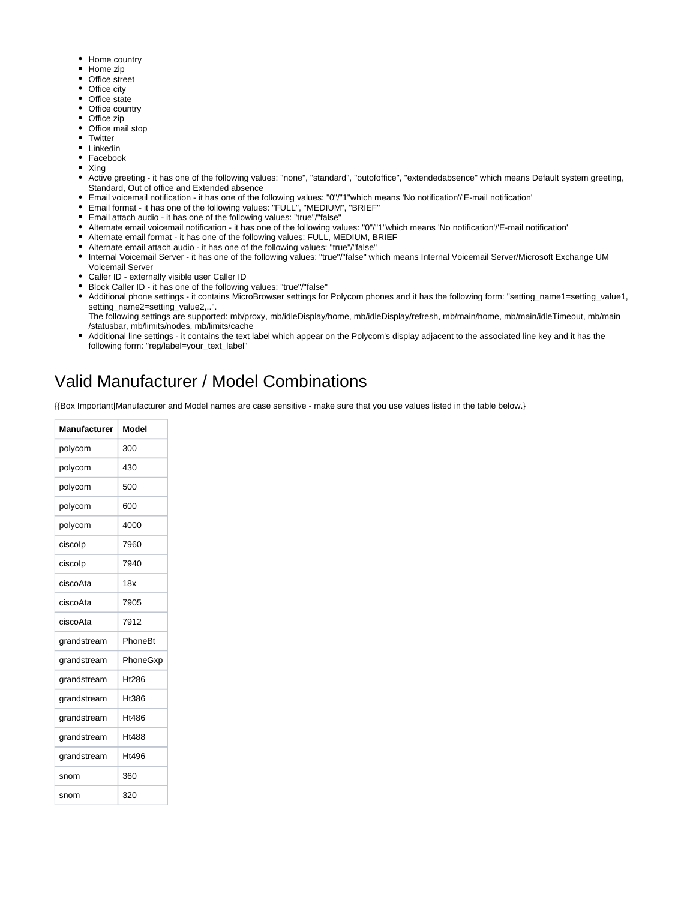- Home country
- Home zip
- Office street
- Office city
- Office state
- Office country
- Office zip
- Office mail stop
- Twitter
- Linkedin
- Facebook
- Xing
- Active greeting - it has one of the following values: "none", "standard", "outofoffice", "extendedabsence" which means Default system greeting, Standard, Out of office and Extended absence
- Email voicemail notification - it has one of the following values: "0"/"1"which means 'No notification'/'E-mail notification'
- Email format - it has one of the following values: "FULL", "MEDIUM", "BRIEF"
- Email attach audio - it has one of the following values: "true"/"false"
- Alternate email voicemail notification - it has one of the following values: "0"/"1"which means 'No notification'/'E-mail notification'
- Alternate email format - it has one of the following values: FULL, MEDIUM, BRIEF
- Alternate email attach audio - it has one of the following values: "true"/"false"
- Internal Voicemail Server - it has one of the following values: "true"/"false" which means Internal Voicemail Server/Microsoft Exchange UM Voicemail Server
- Caller ID - externally visible user Caller ID
- Block Caller ID - it has one of the following values: "true"/"false"
- Additional phone settings - it contains MicroBrowser settings for Polycom phones and it has the following form: "setting_name1=setting_value1, setting_name2=setting_value2,..".
  The following settings are supported: mb/proxy, mb/idleDisplay/home, mb/idleDisplay/refresh, mb/main/home, mb/main/idleTimeout, mb/main/statusbar, mb/limits/nodes, mb/limits/cache
- Additional line settings - it contains the text label which appear on the Polycom's display adjacent to the associated line key and it has the following form: "reg/label=your_text_label"

# Valid Manufacturer / Model Combinations

{{Box Important|Manufacturer and Model names are case sensitive - make sure that you use values listed in the table below.}

| Manufacturer | Model |
|---|---|
| polycom | 300 |
| polycom | 430 |
| polycom | 500 |
| polycom | 600 |
| polycom | 4000 |
| ciscoIp | 7960 |
| ciscoIp | 7940 |
| ciscoAta | 18x |
| ciscoAta | 7905 |
| ciscoAta | 7912 |
| grandstream | PhoneBt |
| grandstream | PhoneGxp |
| grandstream | Ht286 |
| grandstream | Ht386 |
| grandstream | Ht486 |
| grandstream | Ht488 |
| grandstream | Ht496 |
| snom | 360 |
| snom | 320 |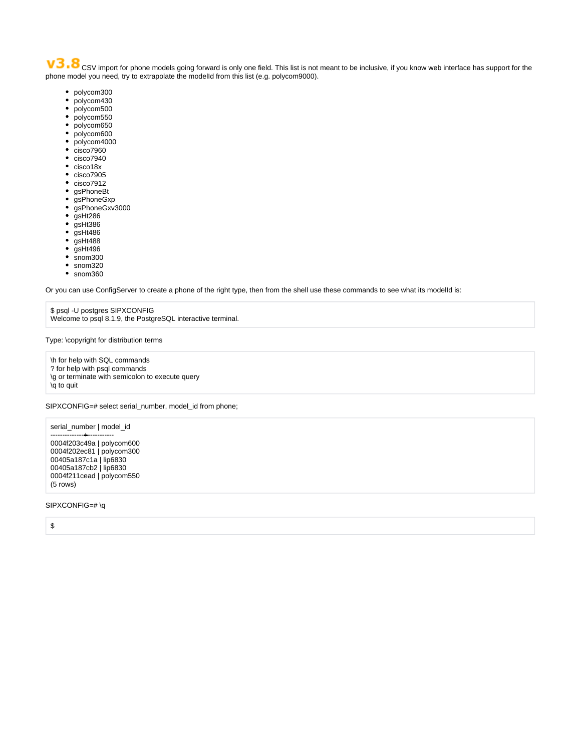**v3.8** CSV import for phone models going forward is only one field. This list is not meant to be inclusive, if you know web interface has support for the phone model you need, try to extrapolate the modelId from this list (e.g. polycom9000).

- polycom300
- polycom430
- polycom500
- polycom550
- polycom650
- polycom600
- polycom4000
- cisco7960
- cisco7940
- cisco18x
- cisco7905
- cisco7912
- gsPhoneBt
- gsPhoneGxp
- gsPhoneGxv3000
- gsHt286
- gsHt386
- gsHt486
- gsHt488
- gsHt496
- snom300
- snom320
- snom360

Or you can use ConfigServer to create a phone of the right type, then from the shell use these commands to see what its modelId is:

```
$ psql -U postgres SIPXCONFIG
Welcome to psql 8.1.9, the PostgreSQL interactive terminal.
```

Type: \copyright for distribution terms

```
\h for help with SQL commands
? for help with psql commands
\g or terminate with semicolon to execute query
\q to quit
```

SIPXCONFIG=# select serial_number, model_id from phone;

```
serial_number | model_id
--------------+-----------
0004f203c49a | polycom600
0004f202ec81 | polycom300
00405a187c1a | lip6830
00405a187cb2 | lip6830
0004f211cead | polycom550
(5 rows)
```

SIPXCONFIG=# \q

```
$
```